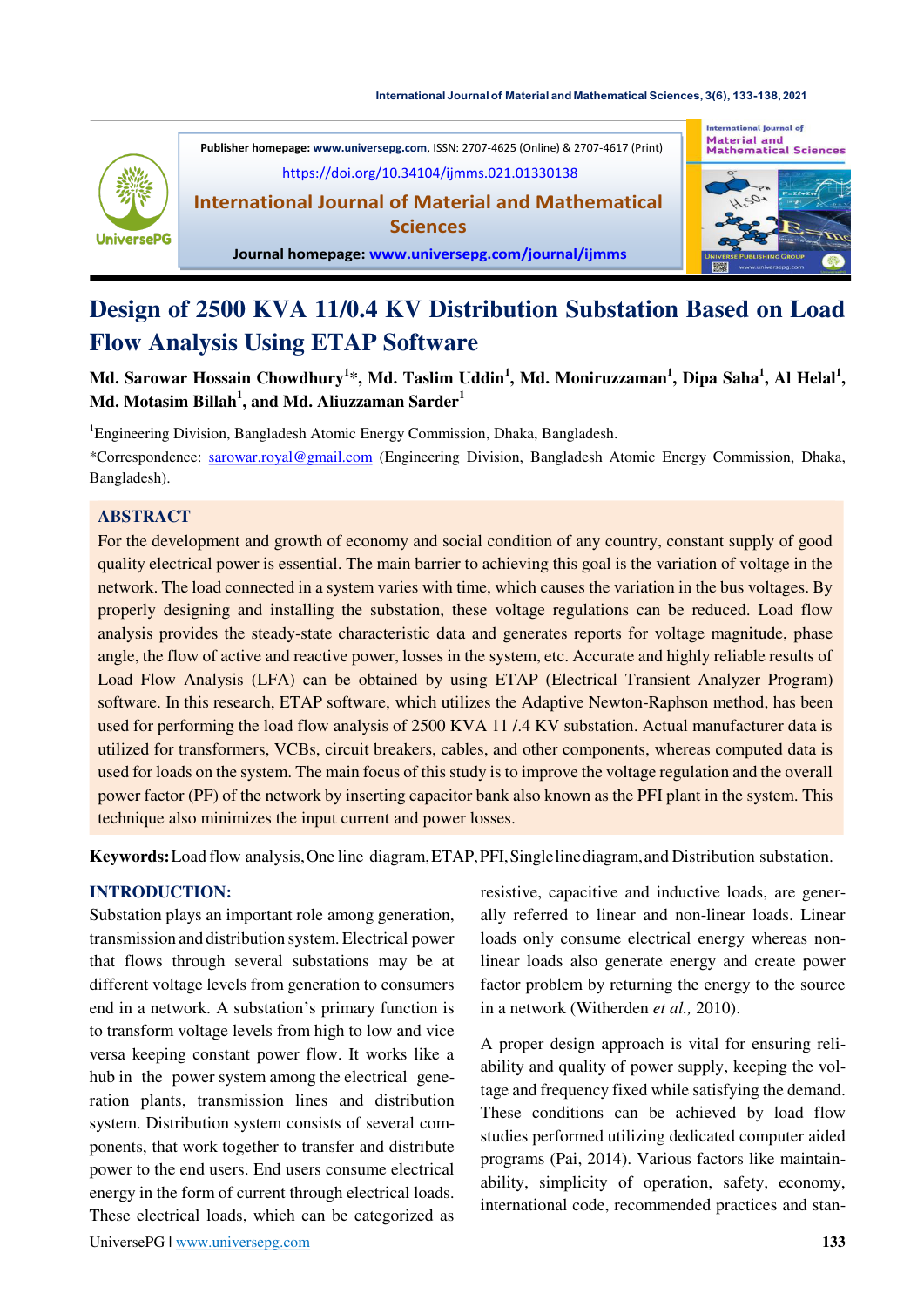Publisher homepage: www.universepg.com, ISSN: 2707-4625 (Online) & 2707-4617 (Print)

https://doi.org/10.34104/ijmms.021.01330138

**International Journal of Material and Mathematical Sciences**

Journal homepage: www.universepg.com/journal/ijmms

# Design of 2500 KVA 11/0.4 KV Distribution Substation Based on Load Flow Analysis Using ETAP Software

**Md. Sarowar Hossain Chowdhury[1]\*, Md. Taslim Uddin[1], Md. Moniruzzaman[1], Dipa Saha[1], Al Helal[1], Md. Motasim Billah[1], and Md. Aliuzzaman Sarder[1]**

[1]Engineering Division, Bangladesh Atomic Energy Commission, Dhaka, Bangladesh.

\*Correspondence: sarowar.royal@gmail.com (Engineering Division, Bangladesh Atomic Energy Commission, Dhaka, Bangladesh).

## ABSTRACT

For the development and growth of economy and social condition of any country, constant supply of good quality electrical power is essential. The main barrier to achieving this goal is the variation of voltage in the network. The load connected in a system varies with time, which causes the variation in the bus voltages. By properly designing and installing the substation, these voltage regulations can be reduced. Load flow analysis provides the steady-state characteristic data and generates reports for voltage magnitude, phase angle, the flow of active and reactive power, losses in the system, etc. Accurate and highly reliable results of Load Flow Analysis (LFA) can be obtained by using ETAP (Electrical Transient Analyzer Program) software. In this research, ETAP software, which utilizes the Adaptive Newton-Raphson method, has been used for performing the load flow analysis of 2500 KVA 11 /.4 KV substation. Actual manufacturer data is utilized for transformers, VCBs, circuit breakers, cables, and other components, whereas computed data is used for loads on the system. The main focus of this study is to improve the voltage regulation and the overall power factor (PF) of the network by inserting capacitor bank also known as the PFI plant in the system. This technique also minimizes the input current and power losses.

**Keywords:** Load flow analysis, One line diagram, ETAP, PFI, Single line diagram, and Distribution substation.

## INTRODUCTION:

Substation plays an important role among generation, transmission and distribution system. Electrical power that flows through several substations may be at different voltage levels from generation to consumers end in a network. A substation's primary function is to transform voltage levels from high to low and vice versa keeping constant power flow. It works like a hub in the power system among the electrical generation plants, transmission lines and distribution system. Distribution system consists of several components, that work together to transfer and distribute power to the end users. End users consume electrical energy in the form of current through electrical loads. These electrical loads, which can be categorized as resistive, capacitive and inductive loads, are generally referred to linear and non-linear loads. Linear loads only consume electrical energy whereas non-linear loads also generate energy and create power factor problem by returning the energy to the source in a network (Witherden *et al.,* 2010).

A proper design approach is vital for ensuring reliability and quality of power supply, keeping the voltage and frequency fixed while satisfying the demand. These conditions can be achieved by load flow studies performed utilizing dedicated computer aided programs (Pai, 2014). Various factors like maintainability, simplicity of operation, safety, economy, international code, recommended practices and stan-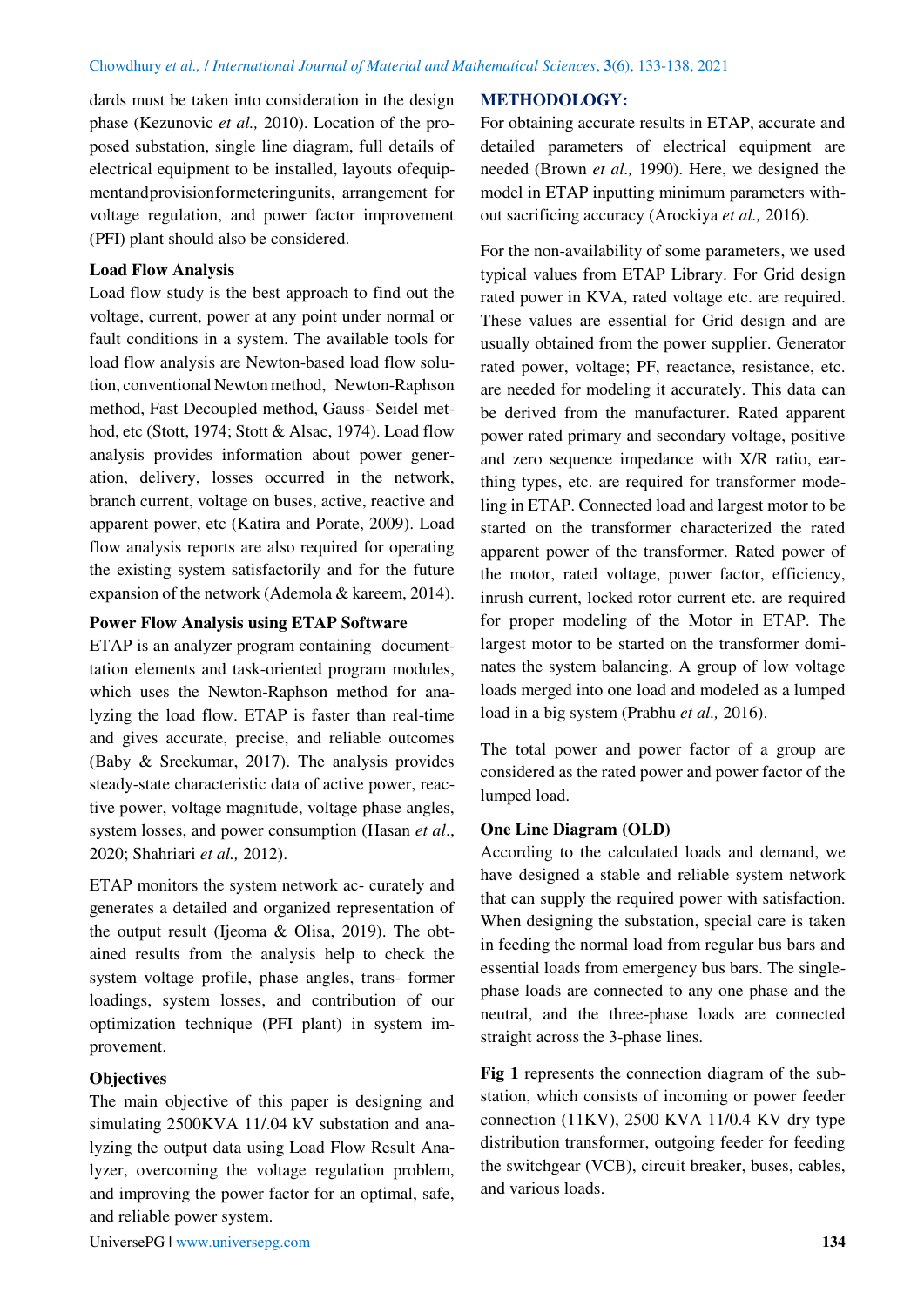dards must be taken into consideration in the design phase (Kezunovic *et al.,* 2010). Location of the proposed substation, single line diagram, full details of electrical equipment to be installed, layouts ofequipmentandprovisionformeteringunits, arrangement for voltage regulation, and power factor improvement (PFI) plant should also be considered.

### Load Flow Analysis

Load flow study is the best approach to find out the voltage, current, power at any point under normal or fault conditions in a system. The available tools for load flow analysis are Newton-based load flow solution, conventional Newton method, Newton-Raphson method, Fast Decoupled method, Gauss- Seidel method, etc (Stott, 1974; Stott & Alsac, 1974). Load flow analysis provides information about power generation, delivery, losses occurred in the network, branch current, voltage on buses, active, reactive and apparent power, etc (Katira and Porate, 2009). Load flow analysis reports are also required for operating the existing system satisfactorily and for the future expansion of the network (Ademola & kareem, 2014).

### Power Flow Analysis using ETAP Software

ETAP is an analyzer program containing documenttation elements and task-oriented program modules, which uses the Newton-Raphson method for analyzing the load flow. ETAP is faster than real-time and gives accurate, precise, and reliable outcomes (Baby & Sreekumar, 2017). The analysis provides steady-state characteristic data of active power, reactive power, voltage magnitude, voltage phase angles, system losses, and power consumption (Hasan *et al*., 2020; Shahriari *et al.,* 2012).

ETAP monitors the system network ac- curately and generates a detailed and organized representation of the output result (Ijeoma & Olisa, 2019). The obtained results from the analysis help to check the system voltage profile, phase angles, trans- former loadings, system losses, and contribution of our optimization technique (PFI plant) in system improvement.

### Objectives

The main objective of this paper is designing and simulating 2500KVA 11/.04 kV substation and analyzing the output data using Load Flow Result Analyzer, overcoming the voltage regulation problem, and improving the power factor for an optimal, safe, and reliable power system.

## METHODOLOGY:

For obtaining accurate results in ETAP, accurate and detailed parameters of electrical equipment are needed (Brown *et al.,* 1990). Here, we designed the model in ETAP inputting minimum parameters without sacrificing accuracy (Arockiya *et al.,* 2016).

For the non-availability of some parameters, we used typical values from ETAP Library. For Grid design rated power in KVA, rated voltage etc. are required. These values are essential for Grid design and are usually obtained from the power supplier. Generator rated power, voltage; PF, reactance, resistance, etc. are needed for modeling it accurately. This data can be derived from the manufacturer. Rated apparent power rated primary and secondary voltage, positive and zero sequence impedance with X/R ratio, earthing types, etc. are required for transformer modeling in ETAP. Connected load and largest motor to be started on the transformer characterized the rated apparent power of the transformer. Rated power of the motor, rated voltage, power factor, efficiency, inrush current, locked rotor current etc. are required for proper modeling of the Motor in ETAP. The largest motor to be started on the transformer dominates the system balancing. A group of low voltage loads merged into one load and modeled as a lumped load in a big system (Prabhu *et al.,* 2016).

The total power and power factor of a group are considered as the rated power and power factor of the lumped load.

### One Line Diagram (OLD)

According to the calculated loads and demand, we have designed a stable and reliable system network that can supply the required power with satisfaction. When designing the substation, special care is taken in feeding the normal load from regular bus bars and essential loads from emergency bus bars. The single-phase loads are connected to any one phase and the neutral, and the three-phase loads are connected straight across the 3-phase lines.

**Fig 1** represents the connection diagram of the substation, which consists of incoming or power feeder connection (11KV), 2500 KVA 11/0.4 KV dry type distribution transformer, outgoing feeder for feeding the switchgear (VCB), circuit breaker, buses, cables, and various loads.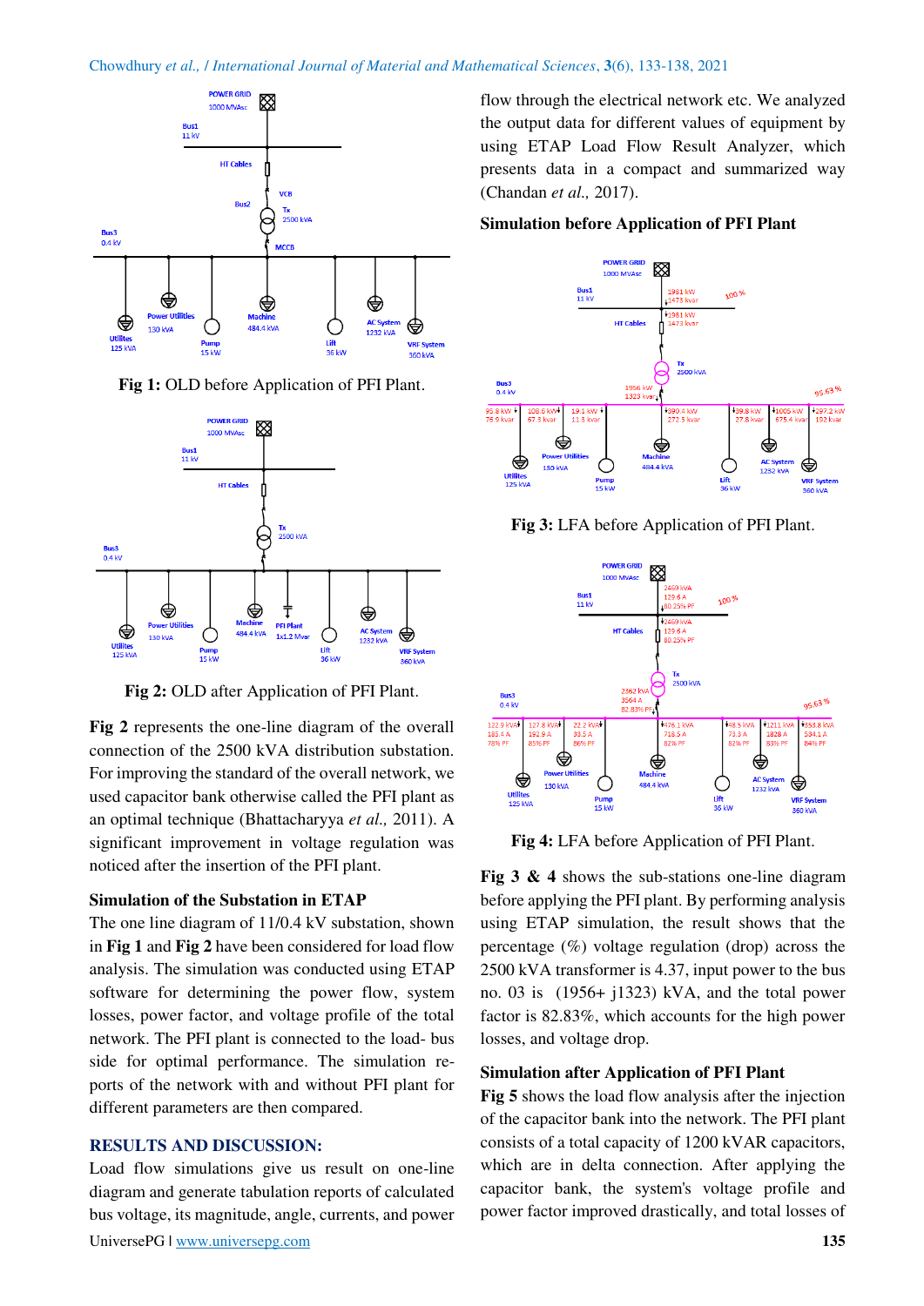**Fig 1:** OLD before Application of PFI Plant.

**Fig 2:** OLD after Application of PFI Plant.

**Fig 2** represents the one-line diagram of the overall connection of the 2500 kVA distribution substation. For improving the standard of the overall network, we used capacitor bank otherwise called the PFI plant as an optimal technique (Bhattacharyya *et al.,* 2011). A significant improvement in voltage regulation was noticed after the insertion of the PFI plant.

### Simulation of the Substation in ETAP

The one line diagram of 11/0.4 kV substation, shown in **Fig 1** and **Fig 2** have been considered for load flow analysis. The simulation was conducted using ETAP software for determining the power flow, system losses, power factor, and voltage profile of the total network. The PFI plant is connected to the load- bus side for optimal performance. The simulation reports of the network with and without PFI plant for different parameters are then compared.

## RESULTS AND DISCUSSION:

Load flow simulations give us result on one-line diagram and generate tabulation reports of calculated bus voltage, its magnitude, angle, currents, and power flow through the electrical network etc. We analyzed the output data for different values of equipment by using ETAP Load Flow Result Analyzer, which presents data in a compact and summarized way (Chandan *et al.,* 2017).

### Simulation before Application of PFI Plant

**Fig 3:** LFA before Application of PFI Plant.

**Fig 4:** LFA before Application of PFI Plant.

**Fig 3 & 4** shows the sub-stations one-line diagram before applying the PFI plant. By performing analysis using ETAP simulation, the result shows that the percentage (%) voltage regulation (drop) across the 2500 kVA transformer is 4.37, input power to the bus no. 03 is (1956+ j1323) kVA, and the total power factor is 82.83%, which accounts for the high power losses, and voltage drop.

### Simulation after Application of PFI Plant

**Fig 5** shows the load flow analysis after the injection of the capacitor bank into the network. The PFI plant consists of a total capacity of 1200 kVAR capacitors, which are in delta connection. After applying the capacitor bank, the system's voltage profile and power factor improved drastically, and total losses of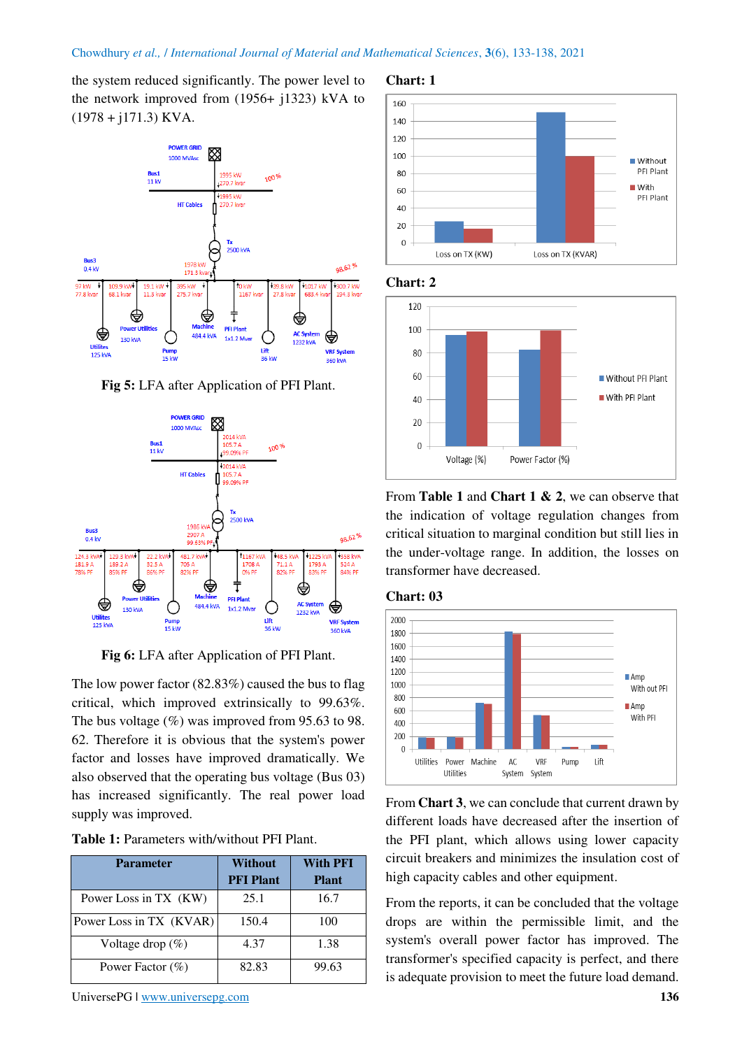the system reduced significantly. The power level to the network improved from (1956+ j1323) kVA to (1978 + j171.3) KVA.

**Fig 5:** LFA after Application of PFI Plant.

**Fig 6:** LFA after Application of PFI Plant.

The low power factor (82.83%) caused the bus to flag critical, which improved extrinsically to 99.63%. The bus voltage (%) was improved from 95.63 to 98. 62. Therefore it is obvious that the system's power factor and losses have improved dramatically. We also observed that the operating bus voltage (Bus 03) has increased significantly. The real power load supply was improved.

**Table 1:** Parameters with/without PFI Plant.

| Parameter | Without PFI Plant | With PFI Plant |
|---|---|---|
| Power Loss in TX (KW) | 25.1 | 16.7 |
| Power Loss in TX (KVAR) | 150.4 | 100 |
| Voltage drop (%) | 4.37 | 1.38 |
| Power Factor (%) | 82.83 | 99.63 |

**Chart: 1**

**Chart: 2**

From **Table 1** and **Chart 1 & 2**, we can observe that the indication of voltage regulation changes from critical situation to marginal condition but still lies in the under-voltage range. In addition, the losses on transformer have decreased.

**Chart: 03**

From **Chart 3**, we can conclude that current drawn by different loads have decreased after the insertion of the PFI plant, which allows using lower capacity circuit breakers and minimizes the insulation cost of high capacity cables and other equipment.

From the reports, it can be concluded that the voltage drops are within the permissible limit, and the system's overall power factor has improved. The transformer's specified capacity is perfect, and there is adequate provision to meet the future load demand.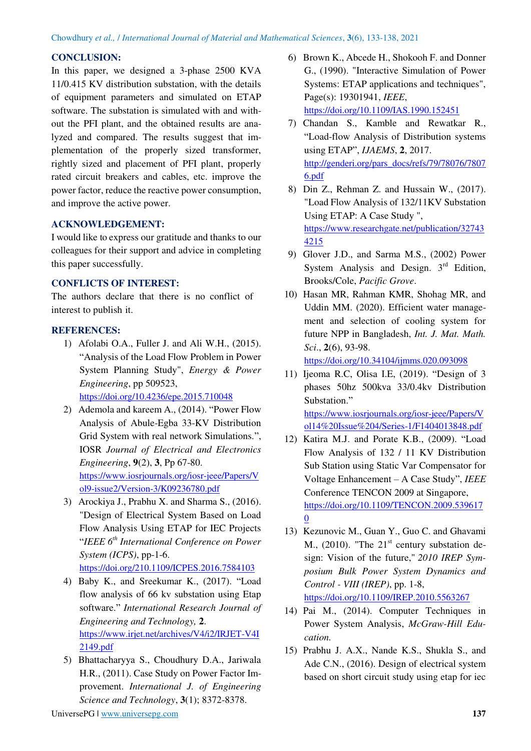## CONCLUSION:

In this paper, we designed a 3-phase 2500 KVA 11/0.415 KV distribution substation, with the details of equipment parameters and simulated on ETAP software. The substation is simulated with and without the PFI plant, and the obtained results are analyzed and compared. The results suggest that implementation of the properly sized transformer, rightly sized and placement of PFI plant, properly rated circuit breakers and cables, etc. improve the power factor, reduce the reactive power consumption, and improve the active power.

## ACKNOWLEDGEMENT:

I would like to express our gratitude and thanks to our colleagues for their support and advice in completing this paper successfully.

## CONFLICTS OF INTEREST:

The authors declare that there is no conflict of interest to publish it.

## REFERENCES:

1) Afolabi O.A., Fuller J. and Ali W.H., (2015). "Analysis of the Load Flow Problem in Power System Planning Study", *Energy & Power Engineering*, pp 509523, https://doi.org/10.4236/epe.2015.710048
2) Ademola and kareem A., (2014). "Power Flow Analysis of Abule-Egba 33-KV Distribution Grid System with real network Simulations.", IOSR *Journal of Electrical and Electronics Engineering*, **9**(2), **3**, Pp 67-80. https://www.iosrjournals.org/iosr-jeee/Papers/Vol9-issue2/Version-3/K09236780.pdf
3) Arockiya J., Prabhu X. and Sharma S., (2016). "Design of Electrical System Based on Load Flow Analysis Using ETAP for IEC Projects "*IEEE 6th International Conference on Power System (ICPS)*, pp-1-6. https://doi.org/210.1109/ICPES.2016.7584103
4) Baby K., and Sreekumar K., (2017). "Load flow analysis of 66 kv substation using Etap software." *International Research Journal of Engineering and Technology,* **2**. https://www.irjet.net/archives/V4/i2/IRJET-V4I2149.pdf
5) Bhattacharyya S., Choudhury D.A., Jariwala H.R., (2011). Case Study on Power Factor Improvement. *International J. of Engineering Science and Technology*, **3**(1); 8372-8378.
6) Brown K., Abcede H., Shokooh F. and Donner G., (1990). "Interactive Simulation of Power Systems: ETAP applications and techniques", Page(s): 19301941, *IEEE*, https://doi.org/10.1109/IAS.1990.152451
7) Chandan S., Kamble and Rewatkar R., "Load-flow Analysis of Distribution systems using ETAP", *IJAEMS*, **2**, 2017. http://genderi.org/pars_docs/refs/79/78076/78076.pdf
8) Din Z., Rehman Z. and Hussain W., (2017). "Load Flow Analysis of 132/11KV Substation Using ETAP: A Case Study ", https://www.researchgate.net/publication/327434215
9) Glover J.D., and Sarma M.S., (2002) Power System Analysis and Design. 3rd Edition, Brooks/Cole, *Pacific Grove*.
10) Hasan MR, Rahman KMR, Shohag MR, and Uddin MM. (2020). Efficient water management and selection of cooling system for future NPP in Bangladesh, *Int. J. Mat. Math. Sci*., **2**(6), 93-98. https://doi.org/10.34104/ijmms.020.093098
11) Ijeoma R.C, Olisa I.E, (2019). "Design of 3 phases 50hz 500kva 33/0.4kv Distribution Substation." https://www.iosrjournals.org/iosr-jeee/Papers/Vol14%20Issue%204/Series-1/F1404013848.pdf
12) Katira M.J. and Porate K.B., (2009). "Load Flow Analysis of 132 / 11 KV Distribution Sub Station using Static Var Compensator for Voltage Enhancement – A Case Study", *IEEE* Conference TENCON 2009 at Singapore, https://doi.org/10.1109/TENCON.2009.5396170
13) Kezunovic M., Guan Y., Guo C. and Ghavami M., (2010). "The 21st century substation design: Vision of the future," *2010 IREP Symposium Bulk Power System Dynamics and Control - VIII (IREP)*, pp. 1-8, https://doi.org/10.1109/IREP.2010.5563267
14) Pai M., (2014). Computer Techniques in Power System Analysis, *McGraw-Hill Education.*
15) Prabhu J. A.X., Nande K.S., Shukla S., and Ade C.N., (2016). Design of electrical system based on short circuit study using etap for iec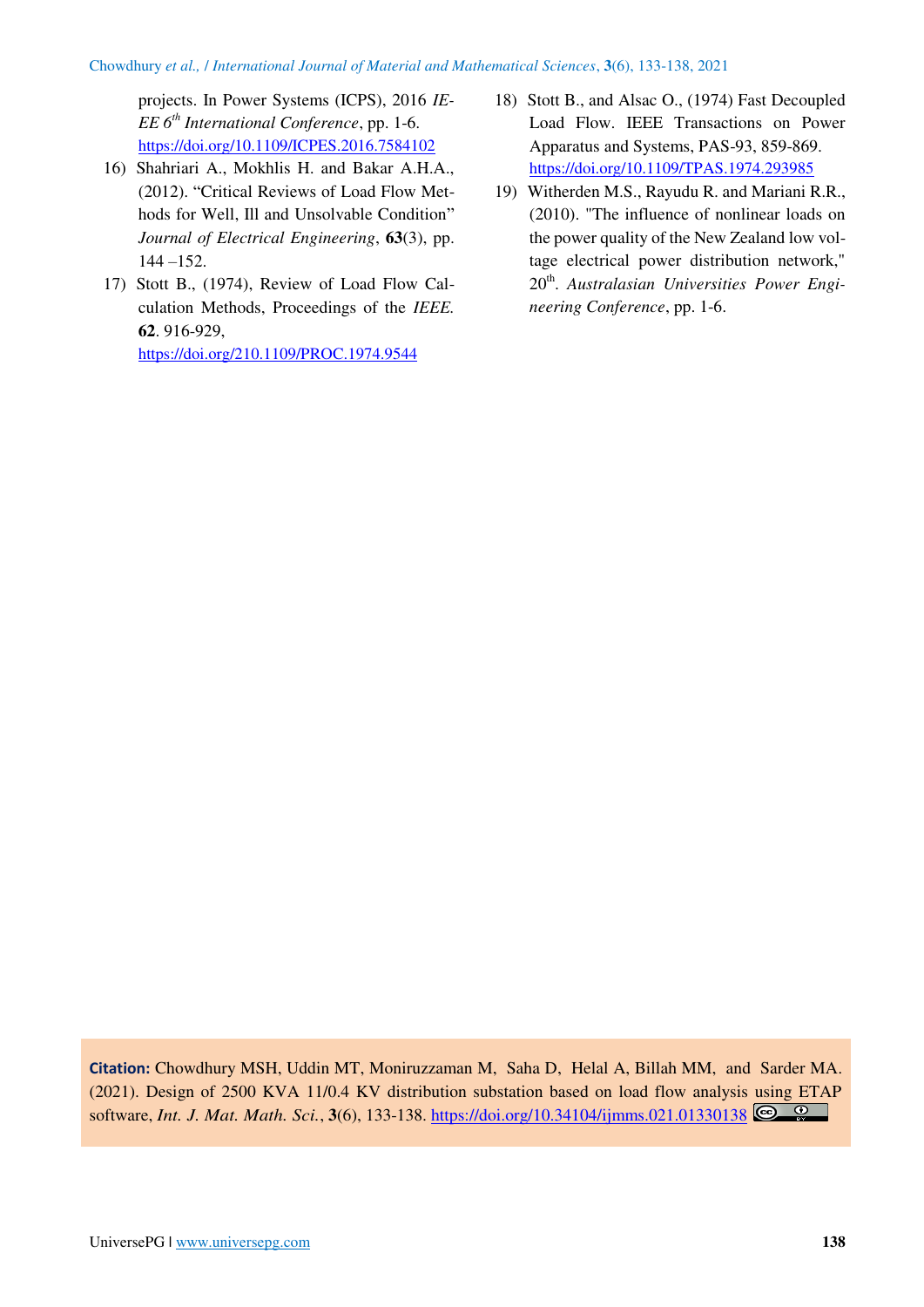projects. In Power Systems (ICPS), 2016 *IEEE 6th International Conference*, pp. 1-6. https://doi.org/10.1109/ICPES.2016.7584102

16) Shahriari A., Mokhlis H. and Bakar A.H.A., (2012). "Critical Reviews of Load Flow Methods for Well, Ill and Unsolvable Condition" *Journal of Electrical Engineering*, **63**(3), pp. 144 –152.

17) Stott B., (1974), Review of Load Flow Calculation Methods, Proceedings of the *IEEE*. **62**. 916-929, https://doi.org/210.1109/PROC.1974.9544

18) Stott B., and Alsac O., (1974) Fast Decoupled Load Flow. IEEE Transactions on Power Apparatus and Systems, PAS-93, 859-869. https://doi.org/10.1109/TPAS.1974.293985

19) Witherden M.S., Rayudu R. and Mariani R.R., (2010). "The influence of nonlinear loads on the power quality of the New Zealand low voltage electrical power distribution network," 20th. *Australasian Universities Power Engineering Conference*, pp. 1-6.

**Citation:** Chowdhury MSH, Uddin MT, Moniruzzaman M, Saha D, Helal A, Billah MM, and Sarder MA. (2021). Design of 2500 KVA 11/0.4 KV distribution substation based on load flow analysis using ETAP software, *Int. J. Mat. Math. Sci.*, **3**(6), 133-138. https://doi.org/10.34104/ijmms.021.01330138